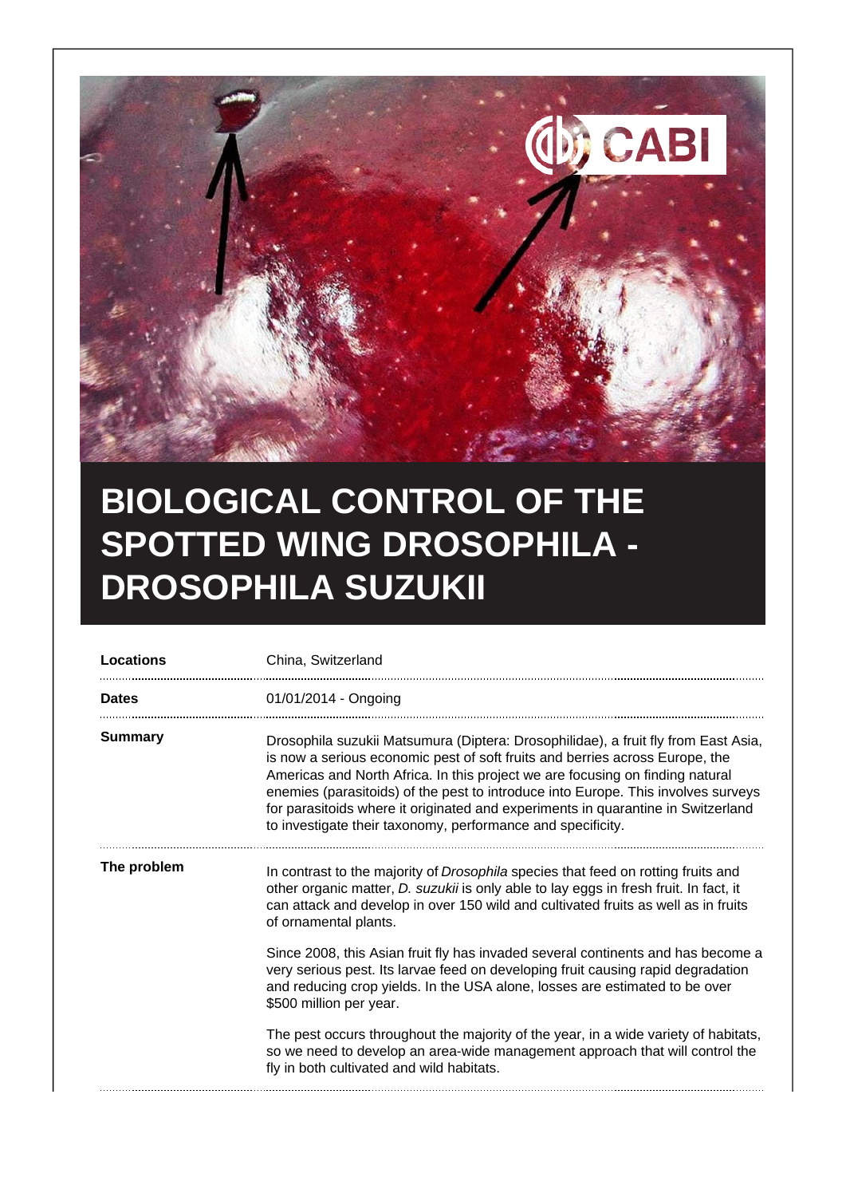# BIOLOGICAL CONTROL OF THE SPOTTED WING DROSOPHILA - DROSOPHILA SUZUKII

| | |
|---|---|
| **Locations** | China, Switzerland |
| **Dates** | 01/01/2014 - Ongoing |
| **Summary** | Drosophila suzukii Matsumura (Diptera: Drosophilidae), a fruit fly from East Asia, is now a serious economic pest of soft fruits and berries across Europe, the Americas and North Africa. In this project we are focusing on finding natural enemies (parasitoids) of the pest to introduce into Europe. This involves surveys for parasitoids where it originated and experiments in quarantine in Switzerland to investigate their taxonomy, performance and specificity. |

**The problem**

In contrast to the majority of *Drosophila* species that feed on rotting fruits and other organic matter, *D. suzukii* is only able to lay eggs in fresh fruit. In fact, it can attack and develop in over 150 wild and cultivated fruits as well as in fruits of ornamental plants.

Since 2008, this Asian fruit fly has invaded several continents and has become a very serious pest. Its larvae feed on developing fruit causing rapid degradation and reducing crop yields. In the USA alone, losses are estimated to be over $500 million per year.

The pest occurs throughout the majority of the year, in a wide variety of habitats, so we need to develop an area-wide management approach that will control the fly in both cultivated and wild habitats.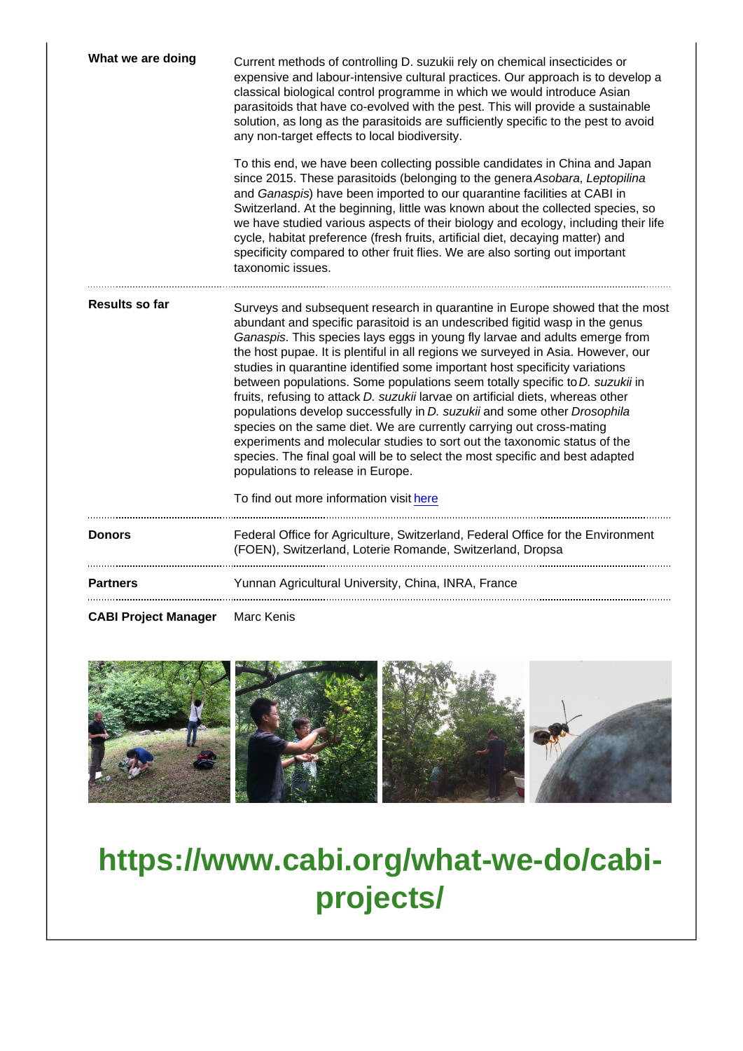**What we are doing**

Current methods of controlling D. suzukii rely on chemical insecticides or expensive and labour-intensive cultural practices. Our approach is to develop a classical biological control programme in which we would introduce Asian parasitoids that have co-evolved with the pest. This will provide a sustainable solution, as long as the parasitoids are sufficiently specific to the pest to avoid any non-target effects to local biodiversity.

To this end, we have been collecting possible candidates in China and Japan since 2015. These parasitoids (belonging to the genera *Asobara*, *Leptopilina* and *Ganaspis*) have been imported to our quarantine facilities at CABI in Switzerland. At the beginning, little was known about the collected species, so we have studied various aspects of their biology and ecology, including their life cycle, habitat preference (fresh fruits, artificial diet, decaying matter) and specificity compared to other fruit flies. We are also sorting out important taxonomic issues.

**Results so far**

Surveys and subsequent research in quarantine in Europe showed that the most abundant and specific parasitoid is an undescribed figitid wasp in the genus *Ganaspis*. This species lays eggs in young fly larvae and adults emerge from the host pupae. It is plentiful in all regions we surveyed in Asia. However, our studies in quarantine identified some important host specificity variations between populations. Some populations seem totally specific to *D. suzukii* in fruits, refusing to attack *D. suzukii* larvae on artificial diets, whereas other populations develop successfully in *D. suzukii* and some other *Drosophila* species on the same diet. We are currently carrying out cross-mating experiments and molecular studies to sort out the taxonomic status of the species. The final goal will be to select the most specific and best adapted populations to release in Europe.

To find out more information visit [here]

**Donors**

Federal Office for Agriculture, Switzerland, Federal Office for the Environment (FOEN), Switzerland, Loterie Romande, Switzerland, Dropsa

**Partners**

Yunnan Agricultural University, China, INRA, France

**CABI Project Manager**

Marc Kenis

## https://www.cabi.org/what-we-do/cabi-projects/